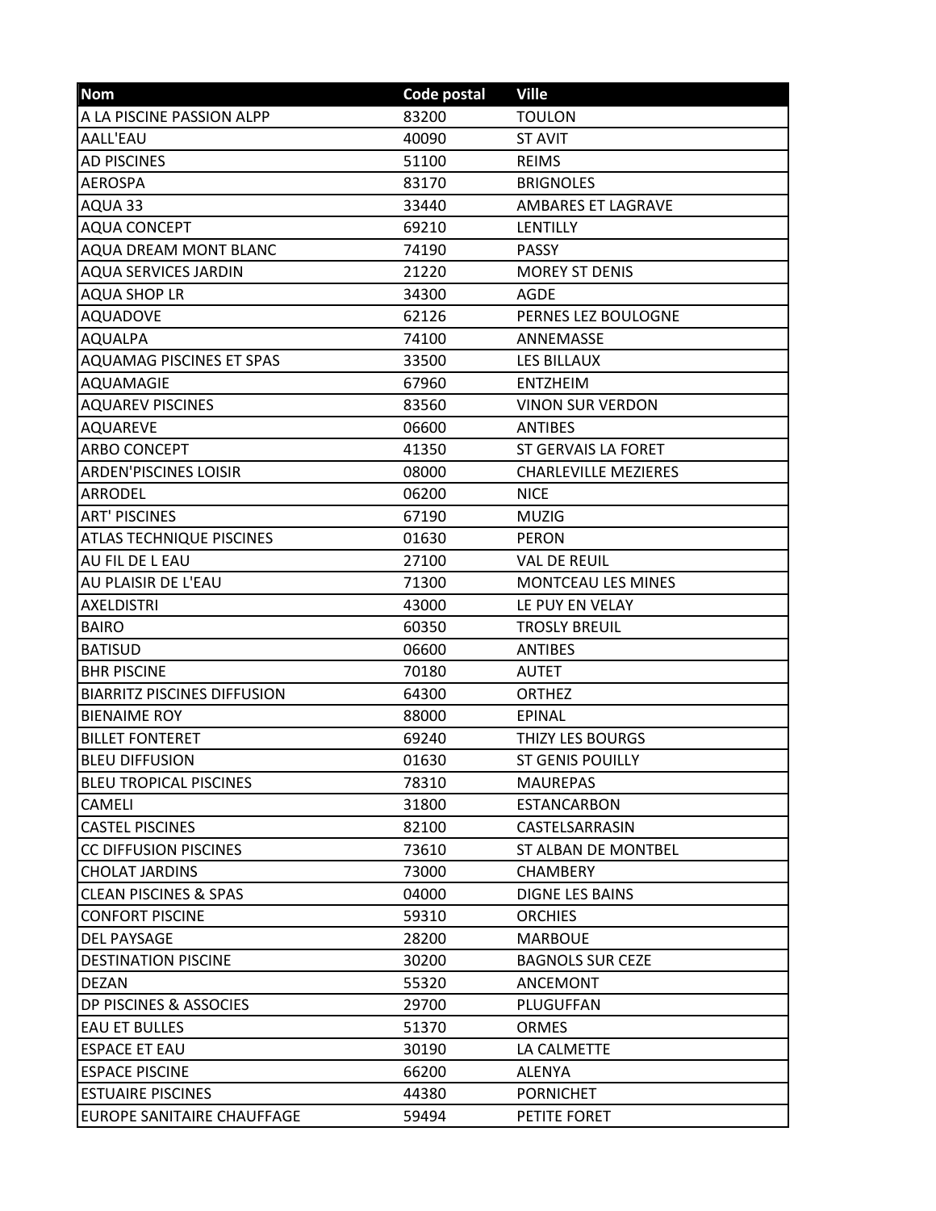| Nom | Code postal | Ville |
| --- | --- | --- |
| A LA PISCINE PASSION ALPP | 83200 | TOULON |
| AALL'EAU | 40090 | ST AVIT |
| AD PISCINES | 51100 | REIMS |
| AEROSPA | 83170 | BRIGNOLES |
| AQUA 33 | 33440 | AMBARES ET LAGRAVE |
| AQUA CONCEPT | 69210 | LENTILLY |
| AQUA DREAM MONT BLANC | 74190 | PASSY |
| AQUA SERVICES JARDIN | 21220 | MOREY ST DENIS |
| AQUA SHOP LR | 34300 | AGDE |
| AQUADOVE | 62126 | PERNES LEZ BOULOGNE |
| AQUALPA | 74100 | ANNEMASSE |
| AQUAMAG PISCINES ET SPAS | 33500 | LES BILLAUX |
| AQUAMAGIE | 67960 | ENTZHEIM |
| AQUAREV PISCINES | 83560 | VINON SUR VERDON |
| AQUAREVE | 06600 | ANTIBES |
| ARBO CONCEPT | 41350 | ST GERVAIS LA FORET |
| ARDEN'PISCINES LOISIR | 08000 | CHARLEVILLE MEZIERES |
| ARRODEL | 06200 | NICE |
| ART' PISCINES | 67190 | MUZIG |
| ATLAS TECHNIQUE PISCINES | 01630 | PERON |
| AU FIL DE L EAU | 27100 | VAL DE REUIL |
| AU PLAISIR DE L'EAU | 71300 | MONTCEAU LES MINES |
| AXELDISTRI | 43000 | LE PUY EN VELAY |
| BAIRO | 60350 | TROSLY BREUIL |
| BATISUD | 06600 | ANTIBES |
| BHR PISCINE | 70180 | AUTET |
| BIARRITZ PISCINES DIFFUSION | 64300 | ORTHEZ |
| BIENAIME ROY | 88000 | EPINAL |
| BILLET FONTERET | 69240 | THIZY LES BOURGS |
| BLEU DIFFUSION | 01630 | ST GENIS POUILLY |
| BLEU TROPICAL PISCINES | 78310 | MAUREPAS |
| CAMELI | 31800 | ESTANCARBON |
| CASTEL PISCINES | 82100 | CASTELSARRASIN |
| CC DIFFUSION PISCINES | 73610 | ST ALBAN DE MONTBEL |
| CHOLAT JARDINS | 73000 | CHAMBERY |
| CLEAN PISCINES & SPAS | 04000 | DIGNE LES BAINS |
| CONFORT PISCINE | 59310 | ORCHIES |
| DEL PAYSAGE | 28200 | MARBOUE |
| DESTINATION PISCINE | 30200 | BAGNOLS SUR CEZE |
| DEZAN | 55320 | ANCEMONT |
| DP PISCINES & ASSOCIES | 29700 | PLUGUFFAN |
| EAU ET BULLES | 51370 | ORMES |
| ESPACE ET EAU | 30190 | LA CALMETTE |
| ESPACE PISCINE | 66200 | ALENYA |
| ESTUAIRE PISCINES | 44380 | PORNICHET |
| EUROPE SANITAIRE CHAUFFAGE | 59494 | PETITE FORET |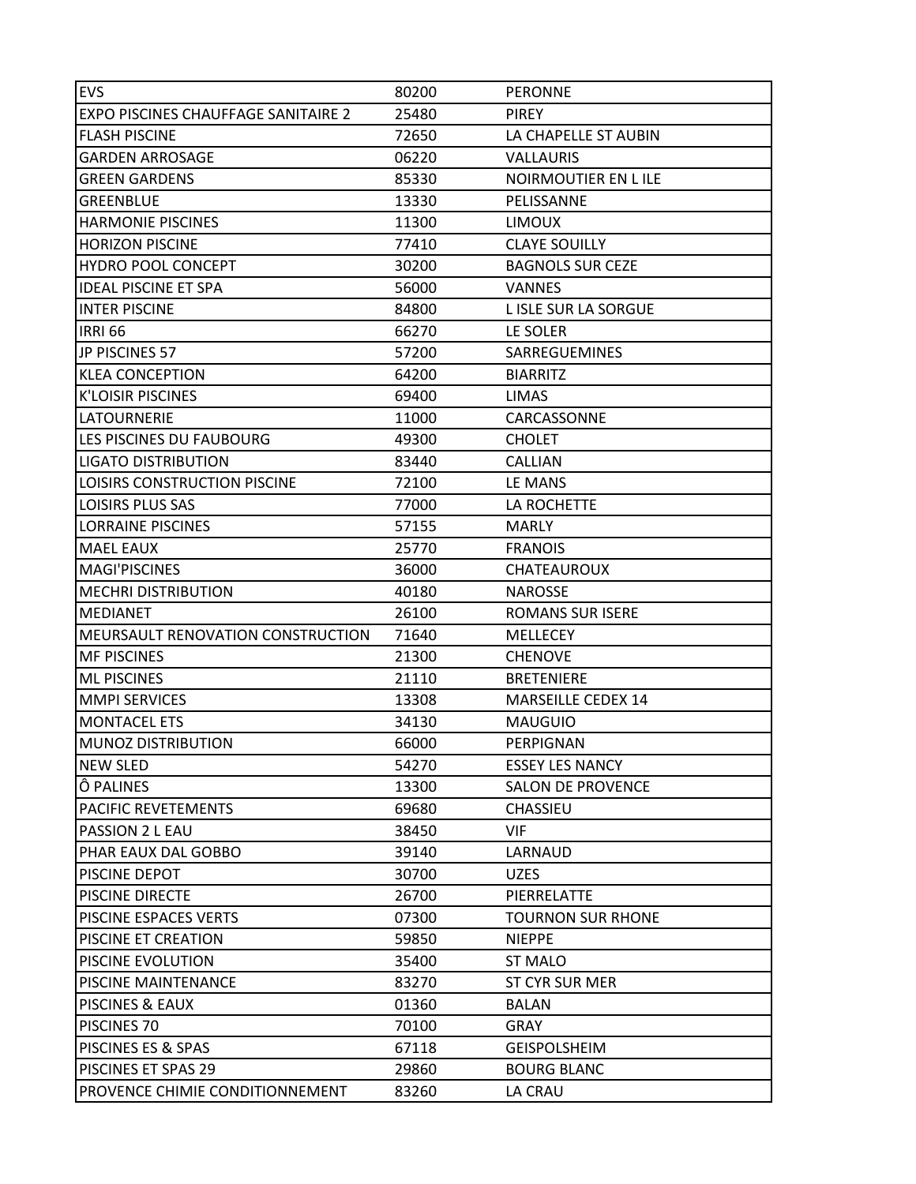| EVS | 80200 | PERONNE |
|---|---|---|
| EXPO PISCINES CHAUFFAGE SANITAIRE 2 | 25480 | PIREY |
| FLASH PISCINE | 72650 | LA CHAPELLE ST AUBIN |
| GARDEN ARROSAGE | 06220 | VALLAURIS |
| GREEN GARDENS | 85330 | NOIRMOUTIER EN L ILE |
| GREENBLUE | 13330 | PELISSANNE |
| HARMONIE PISCINES | 11300 | LIMOUX |
| HORIZON PISCINE | 77410 | CLAYE SOUILLY |
| HYDRO POOL CONCEPT | 30200 | BAGNOLS SUR CEZE |
| IDEAL PISCINE ET SPA | 56000 | VANNES |
| INTER PISCINE | 84800 | L ISLE SUR LA SORGUE |
| IRRI 66 | 66270 | LE SOLER |
| JP PISCINES 57 | 57200 | SARREGUEMINES |
| KLEA CONCEPTION | 64200 | BIARRITZ |
| K'LOISIR PISCINES | 69400 | LIMAS |
| LATOURNERIE | 11000 | CARCASSONNE |
| LES PISCINES DU FAUBOURG | 49300 | CHOLET |
| LIGATO DISTRIBUTION | 83440 | CALLIAN |
| LOISIRS CONSTRUCTION PISCINE | 72100 | LE MANS |
| LOISIRS PLUS SAS | 77000 | LA ROCHETTE |
| LORRAINE PISCINES | 57155 | MARLY |
| MAEL EAUX | 25770 | FRANOIS |
| MAGI'PISCINES | 36000 | CHATEAUROUX |
| MECHRI DISTRIBUTION | 40180 | NAROSSE |
| MEDIANET | 26100 | ROMANS SUR ISERE |
| MEURSAULT RENOVATION CONSTRUCTION | 71640 | MELLECEY |
| MF PISCINES | 21300 | CHENOVE |
| ML PISCINES | 21110 | BRETENIERE |
| MMPI SERVICES | 13308 | MARSEILLE CEDEX 14 |
| MONTACEL ETS | 34130 | MAUGUIO |
| MUNOZ DISTRIBUTION | 66000 | PERPIGNAN |
| NEW SLED | 54270 | ESSEY LES NANCY |
| Ô PALINES | 13300 | SALON DE PROVENCE |
| PACIFIC REVETEMENTS | 69680 | CHASSIEU |
| PASSION 2 L EAU | 38450 | VIF |
| PHAR EAUX DAL GOBBO | 39140 | LARNAUD |
| PISCINE DEPOT | 30700 | UZES |
| PISCINE DIRECTE | 26700 | PIERRELATTE |
| PISCINE ESPACES VERTS | 07300 | TOURNON SUR RHONE |
| PISCINE ET CREATION | 59850 | NIEPPE |
| PISCINE EVOLUTION | 35400 | ST MALO |
| PISCINE MAINTENANCE | 83270 | ST CYR SUR MER |
| PISCINES & EAUX | 01360 | BALAN |
| PISCINES 70 | 70100 | GRAY |
| PISCINES ES & SPAS | 67118 | GEISPOLSHEIM |
| PISCINES ET SPAS 29 | 29860 | BOURG BLANC |
| PROVENCE CHIMIE CONDITIONNEMENT | 83260 | LA CRAU |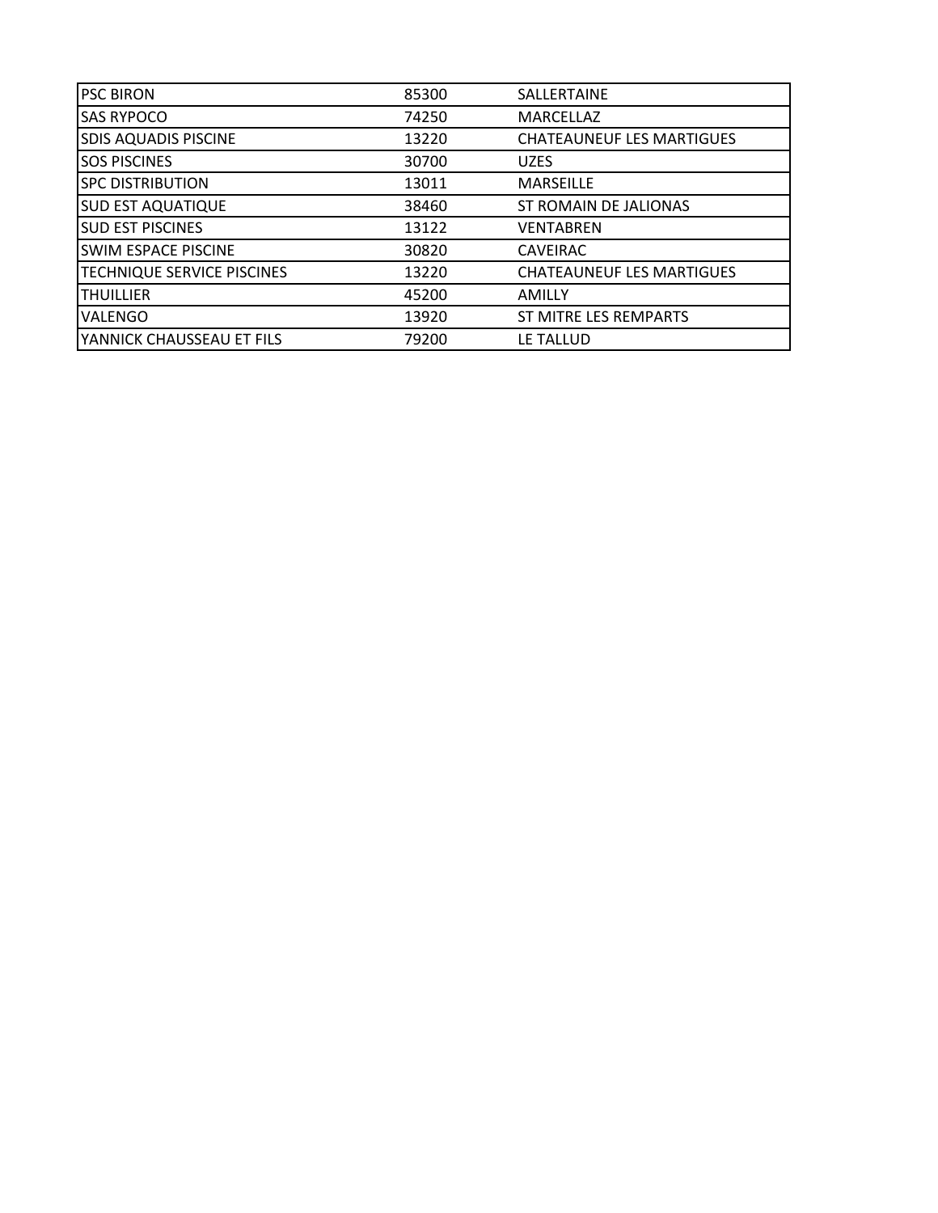| | | |
|---|---|---|
| PSC BIRON | 85300 | SALLERTAINE |
| SAS RYPOCO | 74250 | MARCELLAZ |
| SDIS AQUADIS PISCINE | 13220 | CHATEAUNEUF LES MARTIGUES |
| SOS PISCINES | 30700 | UZES |
| SPC DISTRIBUTION | 13011 | MARSEILLE |
| SUD EST AQUATIQUE | 38460 | ST ROMAIN DE JALIONAS |
| SUD EST PISCINES | 13122 | VENTABREN |
| SWIM ESPACE PISCINE | 30820 | CAVEIRAC |
| TECHNIQUE SERVICE PISCINES | 13220 | CHATEAUNEUF LES MARTIGUES |
| THUILLIER | 45200 | AMILLY |
| VALENGO | 13920 | ST MITRE LES REMPARTS |
| YANNICK CHAUSSEAU ET FILS | 79200 | LE TALLUD |